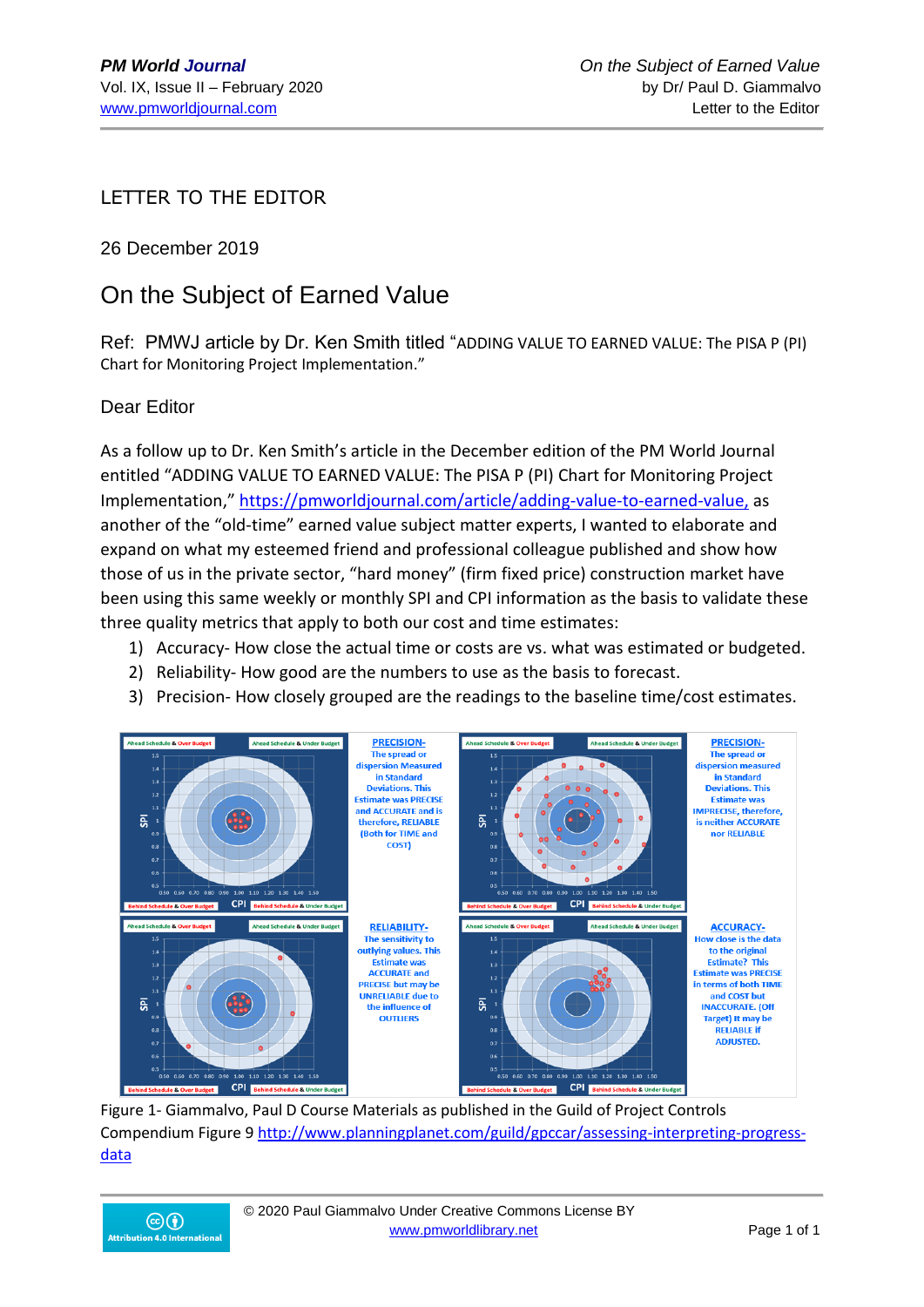LETTER TO THE EDITOR

26 December 2019

# On the Subject of Earned Value

Ref: PMWJ article by Dr. Ken Smith titled "ADDING VALUE TO EARNED VALUE: The PISA P (PI) Chart for Monitoring Project Implementation."

Dear Editor

As a follow up to Dr. Ken Smith's article in the December edition of the PM World Journal entitled "ADDING VALUE TO EARNED VALUE: The PISA P (PI) Chart for Monitoring Project Implementation," https://pmworldjournal.com/article/adding-value-to-earned-value, as another of the "old-time" earned value subject matter experts, I wanted to elaborate and expand on what my esteemed friend and professional colleague published and show how those of us in the private sector, "hard money" (firm fixed price) construction market have been using this same weekly or monthly SPI and CPI information as the basis to validate these three quality metrics that apply to both our cost and time estimates:

1) Accuracy- How close the actual time or costs are vs. what was estimated or budgeted.
2) Reliability- How good are the numbers to use as the basis to forecast.
3) Precision- How closely grouped are the readings to the baseline time/cost estimates.

**PRECISION-** The spread or dispersion Measured in Standard Deviations. This Estimate was PRECISE and ACCURATE and is therefore, RELIABLE (Both for TIME and COST)

**PRECISION-** The spread or dispersion measured in Standard Deviations. This Estimate was IMPRECISE, therefore, is neither ACCURATE nor RELIABLE

**RELIABILITY-** The sensitivity to outlying values. This Estimate was ACCURATE and PRECISE but may be UNRELIABLE due to the influence of OUTLIERS

**ACCURACY-** How close is the data to the original Estimate? This Estimate was PRECISE in terms of both TIME and COST but INACCURATE. (Off Target) It may be RELIABLE if ADJUSTED.

Figure 1- Giammalvo, Paul D Course Materials as published in the Guild of Project Controls Compendium Figure 9 http://www.planningplanet.com/guild/gpccar/assessing-interpreting-progress-data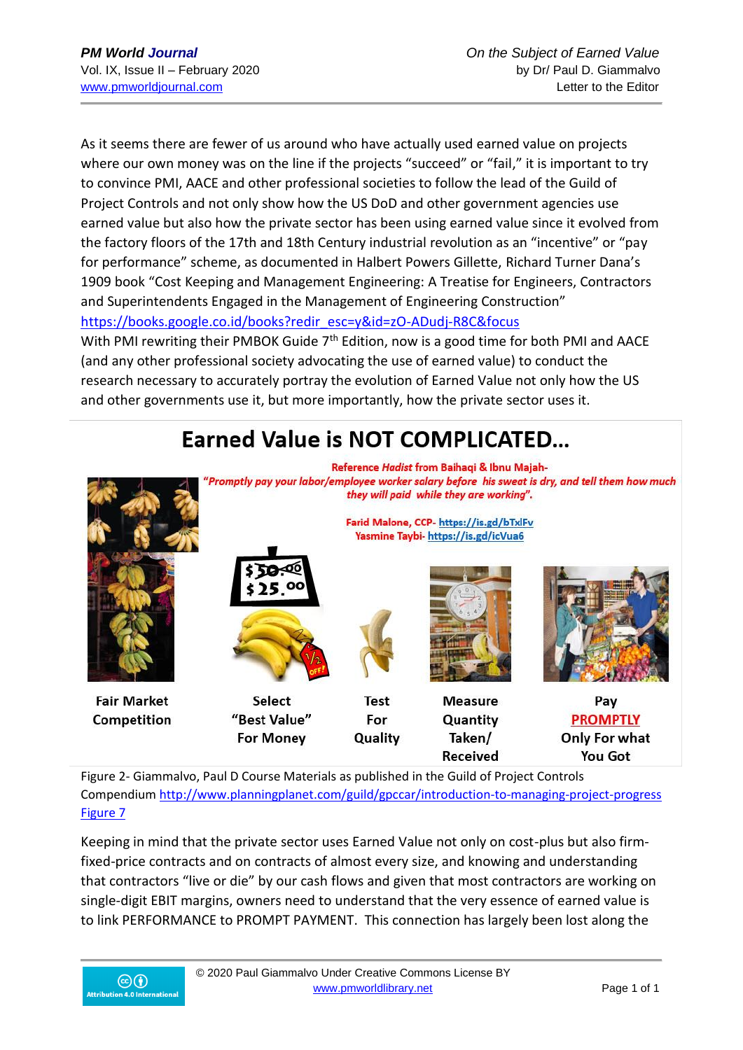As it seems there are fewer of us around who have actually used earned value on projects where our own money was on the line if the projects "succeed" or "fail," it is important to try to convince PMI, AACE and other professional societies to follow the lead of the Guild of Project Controls and not only show how the US DoD and other government agencies use earned value but also how the private sector has been using earned value since it evolved from the factory floors of the 17th and 18th Century industrial revolution as an "incentive" or "pay for performance" scheme, as documented in Halbert Powers Gillette, Richard Turner Dana's 1909 book "Cost Keeping and Management Engineering: A Treatise for Engineers, Contractors and Superintendents Engaged in the Management of Engineering Construction" https://books.google.co.id/books?redir_esc=y&id=zO-ADudj-R8C&focus

With PMI rewriting their PMBOK Guide 7th Edition, now is a good time for both PMI and AACE (and any other professional society advocating the use of earned value) to conduct the research necessary to accurately portray the evolution of Earned Value not only how the US and other governments use it, but more importantly, how the private sector uses it.

# Earned Value is NOT COMPLICATED…

**Reference *Hadist* from Baihaqi & Ibnu Majah-**
***"Promptly pay your labor/employee worker salary before his sweat is dry, and tell them how much they will paid while they are working".***

**Farid Malone, CCP- https://is.gd/bTxlFv**
**Yasmine Taybi- https://is.gd/icVua6**

| Fair Market Competition | Select "Best Value" For Money | Test For Quality | Measure Quantity Taken/ Received | Pay PROMPTLY Only For what You Got |
|---|---|---|---|---|

Figure 2- Giammalvo, Paul D Course Materials as published in the Guild of Project Controls Compendium http://www.planningplanet.com/guild/gpccar/introduction-to-managing-project-progress Figure 7

Keeping in mind that the private sector uses Earned Value not only on cost-plus but also firm-fixed-price contracts and on contracts of almost every size, and knowing and understanding that contractors "live or die" by our cash flows and given that most contractors are working on single-digit EBIT margins, owners need to understand that the very essence of earned value is to link PERFORMANCE to PROMPT PAYMENT. This connection has largely been lost along the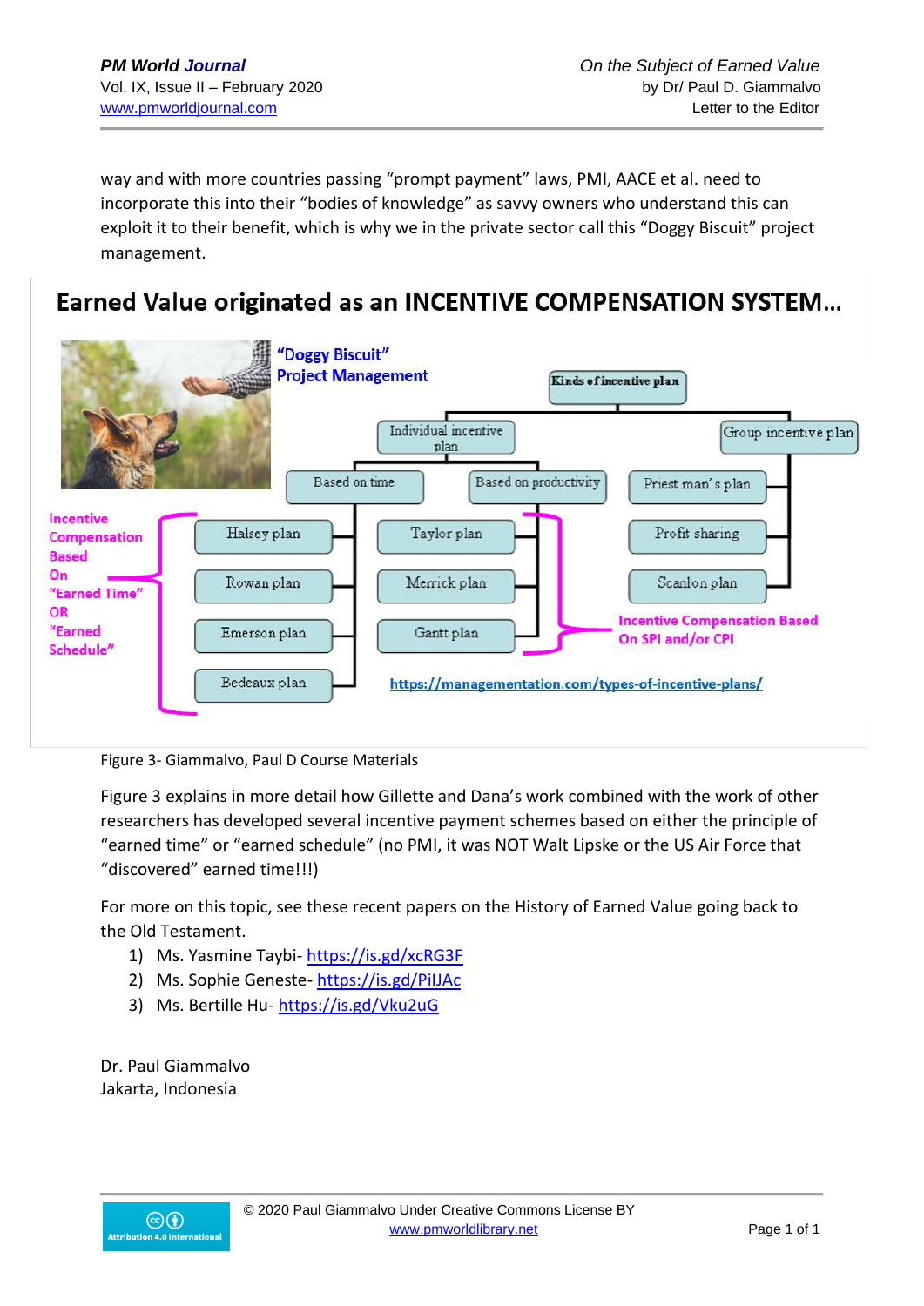way and with more countries passing "prompt payment" laws, PMI, AACE et al. need to incorporate this into their "bodies of knowledge" as savvy owners who understand this can exploit it to their benefit, which is why we in the private sector call this "Doggy Biscuit" project management.

## Earned Value originated as an INCENTIVE COMPENSATION SYSTEM…

"Doggy Biscuit"
Project Management

Kinds of incentive plan

Individual incentive plan

Group incentive plan

Based on time

Based on productivity

Priest man's plan

Incentive Compensation Based On "Earned Time" OR "Earned Schedule"

Halsey plan

Rowan plan

Emerson plan

Bedeaux plan

Taylor plan

Merrick plan

Gantt plan

Profit sharing

Scanlon plan

Incentive Compensation Based On SPI and/or CPI

https://managementation.com/types-of-incentive-plans/

Figure 3- Giammalvo, Paul D Course Materials

Figure 3 explains in more detail how Gillette and Dana's work combined with the work of other researchers has developed several incentive payment schemes based on either the principle of "earned time" or "earned schedule" (no PMI, it was NOT Walt Lipske or the US Air Force that "discovered" earned time!!!)

For more on this topic, see these recent papers on the History of Earned Value going back to the Old Testament.

1) Ms. Yasmine Taybi- https://is.gd/xcRG3F
2) Ms. Sophie Geneste- https://is.gd/PiIJAc
3) Ms. Bertille Hu- https://is.gd/Vku2uG

Dr. Paul Giammalvo
Jakarta, Indonesia

© 2020 Paul Giammalvo Under Creative Commons License BY
www.pmworldlibrary.net